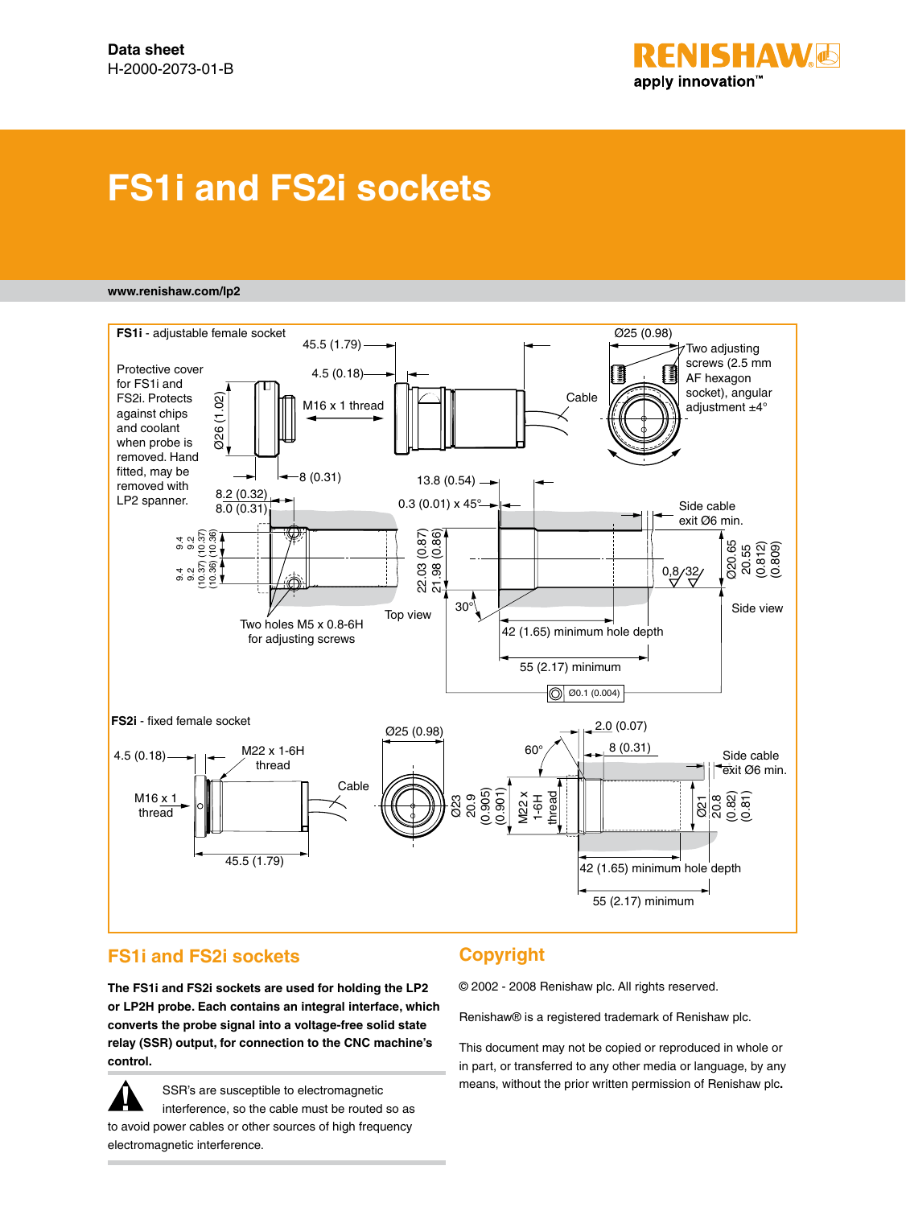Data sheet
H-2000-2073-01-B

# FS1i and FS2i sockets

www.renishaw.com/lp2

**FS1i** - adjustable female socket

Protective cover for FS1i and FS2i. Protects against chips and coolant when probe is removed. Hand fitted, may be removed with LP2 spanner.

45.5 (1.79)
4.5 (0.18)
M16 x 1 thread
Ø26 (1.02)
8 (0.31)
Cable
Ø25 (0.98)
Two adjusting screws (2.5 mm AF hexagon socket), angular adjustment ±4°
8.2 (0.32)
8.0 (0.31)
9.4 9.2 (10.37) (10.36)
9.4 9.2 (10.37) (10.36)
Two holes M5 x 0.8-6H for adjusting screws
Top view
13.8 (0.54)
0.3 (0.01) x 45°
22.03 (0.87)
21.98 (0.86)
30°
42 (1.65) minimum hole depth
55 (2.17) minimum
Side cable exit Ø6 min.
Ø20.65
20.55
(0.812)
(0.809)
0,8/32
Side view
Ø0.1 (0.004)

**FS2i** - fixed female socket

4.5 (0.18)
M22 x 1-6H thread
M16 x 1 thread
Cable
45.5 (1.79)
Ø25 (0.98)
Ø23
20.9
(0.905)
(0.901)
M22 x 1-6H thread
60°
2.0 (0.07)
8 (0.31)
Side cable exit Ø6 min.
Ø21
20.8
(0.82)
(0.81)
42 (1.65) minimum hole depth
55 (2.17) minimum

## FS1i and FS2i sockets

**The FS1i and FS2i sockets are used for holding the LP2 or LP2H probe. Each contains an integral interface, which converts the probe signal into a voltage-free solid state relay (SSR) output, for connection to the CNC machine's control.**

⚠ SSR's are susceptible to electromagnetic interference, so the cable must be routed so as to avoid power cables or other sources of high frequency electromagnetic interference.

## Copyright

© 2002 - 2008 Renishaw plc. All rights reserved.

Renishaw® is a registered trademark of Renishaw plc.

This document may not be copied or reproduced in whole or in part, or transferred to any other media or language, by any means, without the prior written permission of Renishaw plc.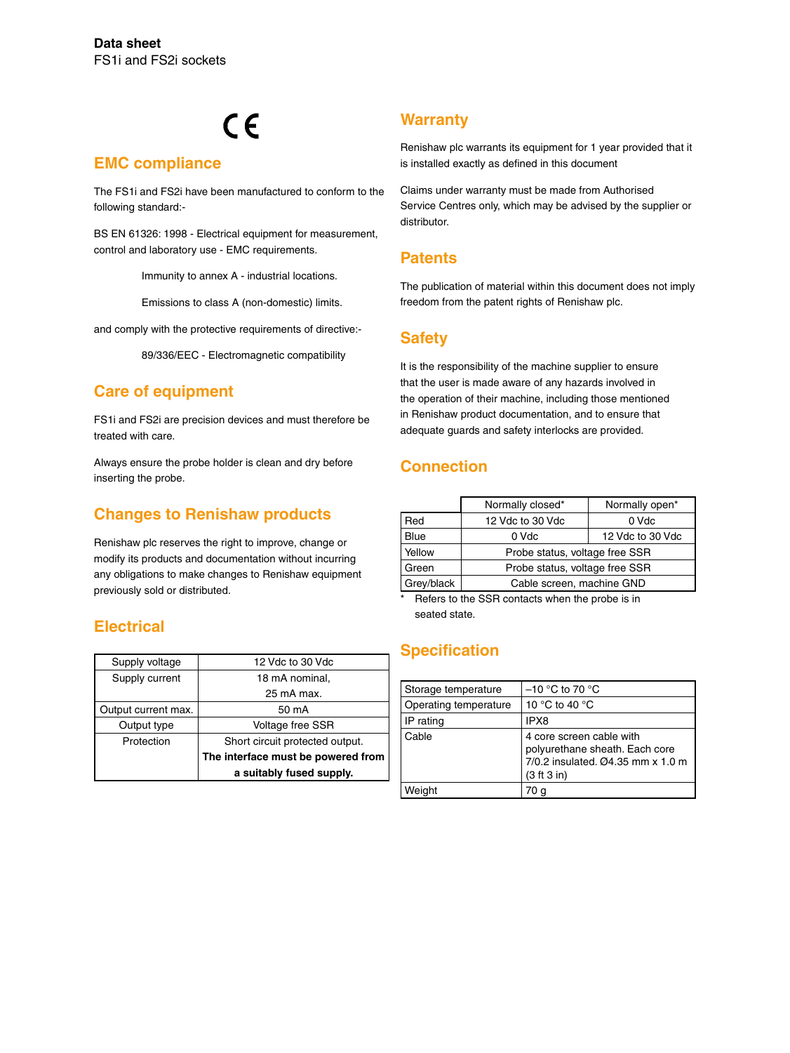**Data sheet**
FS1i and FS2i sockets

CE

## EMC compliance

The FS1i and FS2i have been manufactured to conform to the following standard:-

BS EN 61326: 1998 - Electrical equipment for measurement, control and laboratory use - EMC requirements.

Immunity to annex A - industrial locations.

Emissions to class A (non-domestic) limits.

and comply with the protective requirements of directive:-

89/336/EEC - Electromagnetic compatibility

## Care of equipment

FS1i and FS2i are precision devices and must therefore be treated with care.

Always ensure the probe holder is clean and dry before inserting the probe.

## Changes to Renishaw products

Renishaw plc reserves the right to improve, change or modify its products and documentation without incurring any obligations to make changes to Renishaw equipment previously sold or distributed.

## Electrical

| Supply voltage | 12 Vdc to 30 Vdc |
|---|---|
| Supply current | 18 mA nominal, 25 mA max. |
| Output current max. | 50 mA |
| Output type | Voltage free SSR |
| Protection | Short circuit protected output. **The interface must be powered from a suitably fused supply.** |

## Warranty

Renishaw plc warrants its equipment for 1 year provided that it is installed exactly as defined in this document

Claims under warranty must be made from Authorised Service Centres only, which may be advised by the supplier or distributor.

## Patents

The publication of material within this document does not imply freedom from the patent rights of Renishaw plc.

## Safety

It is the responsibility of the machine supplier to ensure that the user is made aware of any hazards involved in the operation of their machine, including those mentioned in Renishaw product documentation, and to ensure that adequate guards and safety interlocks are provided.

## Connection

| | Normally closed* | Normally open* |
|---|---|---|
| Red | 12 Vdc to 30 Vdc | 0 Vdc |
| Blue | 0 Vdc | 12 Vdc to 30 Vdc |
| Yellow | Probe status, voltage free SSR | |
| Green | Probe status, voltage free SSR | |
| Grey/black | Cable screen, machine GND | |

\* Refers to the SSR contacts when the probe is in seated state.

## Specification

| Storage temperature | –10 °C to 70 °C |
|---|---|
| Operating temperature | 10 °C to 40 °C |
| IP rating | IPX8 |
| Cable | 4 core screen cable with polyurethane sheath. Each core 7/0.2 insulated. Ø4.35 mm x 1.0 m (3 ft 3 in) |
| Weight | 70 g |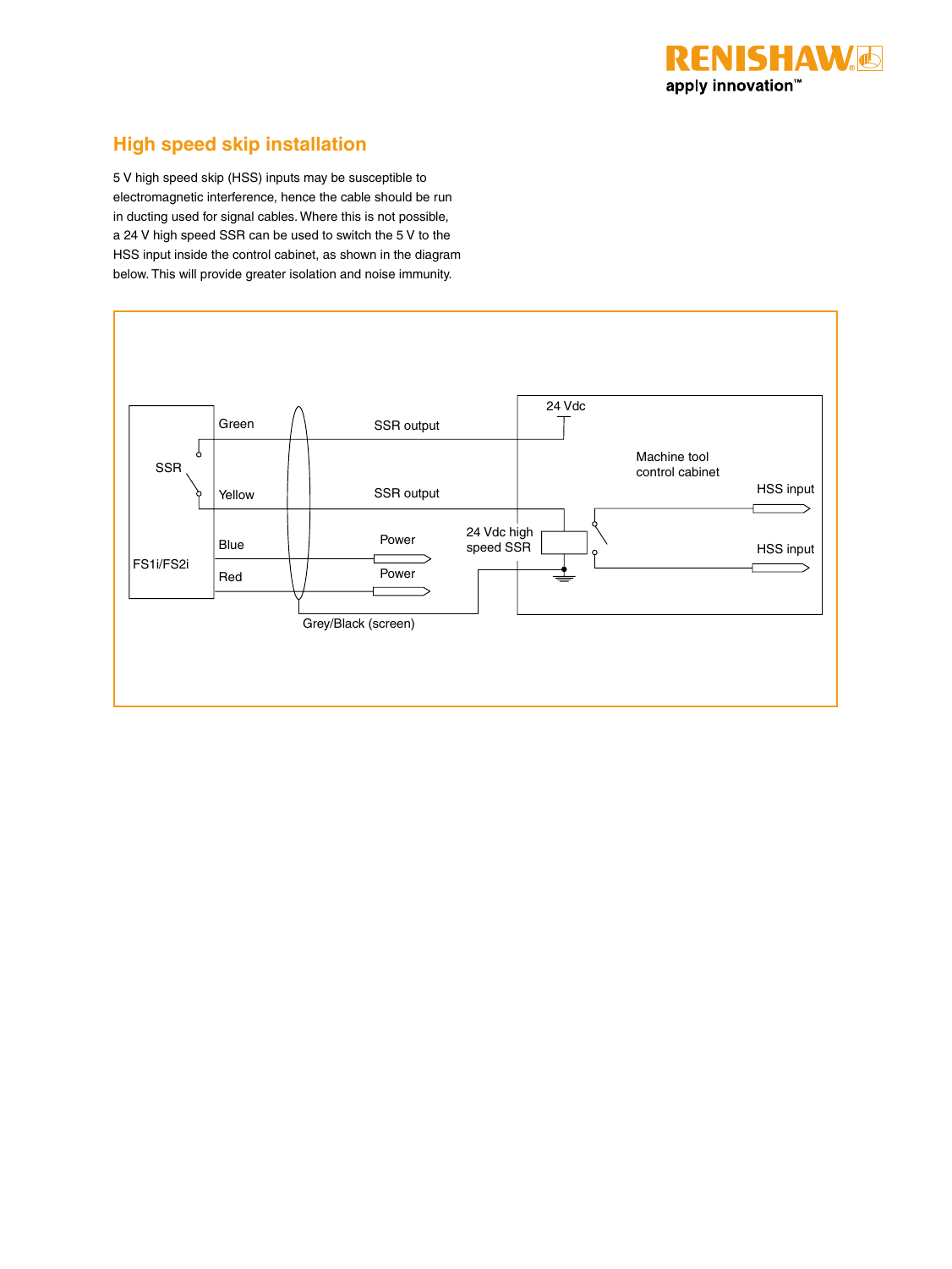## High speed skip installation

5 V high speed skip (HSS) inputs may be susceptible to electromagnetic interference, hence the cable should be run in ducting used for signal cables. Where this is not possible, a 24 V high speed SSR can be used to switch the 5 V to the HSS input inside the control cabinet, as shown in the diagram below. This will provide greater isolation and noise immunity.

24 Vdc

Green

SSR output

SSR

Machine tool control cabinet

Yellow

SSR output

HSS input

24 Vdc high speed SSR

Blue

Power

HSS input

FS1i/FS2i

Red

Power

Grey/Black (screen)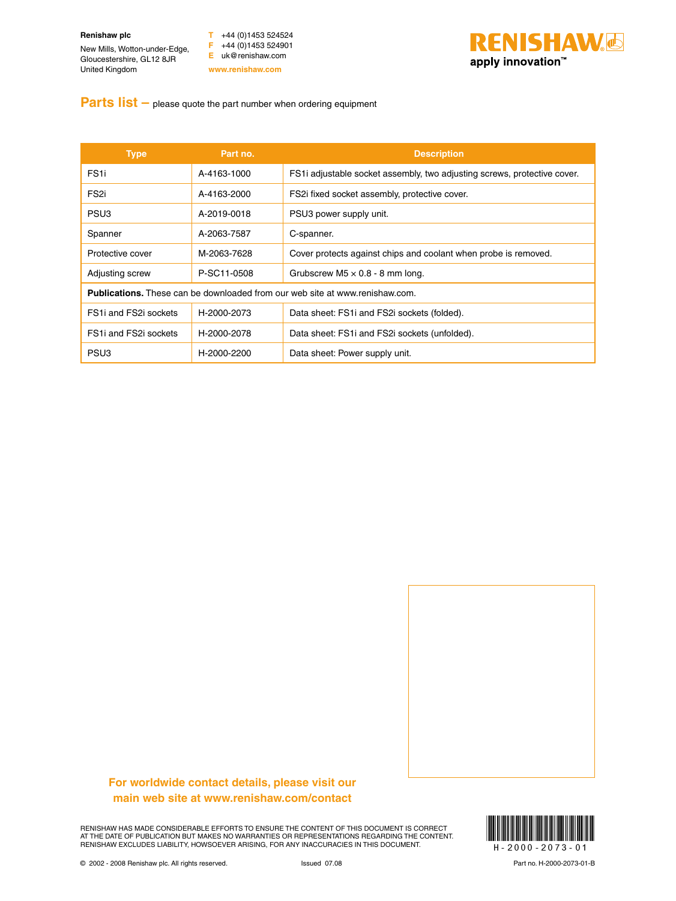**Renishaw plc**

New Mills, Wotton-under-Edge,
Gloucestershire, GL12 8JR
United Kingdom

**T** +44 (0)1453 524524
**F** +44 (0)1453 524901
**E** uk@renishaw.com

**www.renishaw.com**

RENISHAW
apply innovation™

## Parts list – please quote the part number when ordering equipment

| Type | Part no. | Description |
|---|---|---|
| FS1i | A-4163-1000 | FS1i adjustable socket assembly, two adjusting screws, protective cover. |
| FS2i | A-4163-2000 | FS2i fixed socket assembly, protective cover. |
| PSU3 | A-2019-0018 | PSU3 power supply unit. |
| Spanner | A-2063-7587 | C-spanner. |
| Protective cover | M-2063-7628 | Cover protects against chips and coolant when probe is removed. |
| Adjusting screw | P-SC11-0508 | Grubscrew M5 × 0.8 - 8 mm long. |
| **Publications.** These can be downloaded from our web site at www.renishaw.com. | | |
| FS1i and FS2i sockets | H-2000-2073 | Data sheet: FS1i and FS2i sockets (folded). |
| FS1i and FS2i sockets | H-2000-2078 | Data sheet: FS1i and FS2i sockets (unfolded). |
| PSU3 | H-2000-2200 | Data sheet: Power supply unit. |

**For worldwide contact details, please visit our main web site at www.renishaw.com/contact**

RENISHAW HAS MADE CONSIDERABLE EFFORTS TO ENSURE THE CONTENT OF THIS DOCUMENT IS CORRECT AT THE DATE OF PUBLICATION BUT MAKES NO WARRANTIES OR REPRESENTATIONS REGARDING THE CONTENT. RENISHAW EXCLUDES LIABILITY, HOWSOEVER ARISING, FOR ANY INACCURACIES IN THIS DOCUMENT.

H-2000-2073-01

© 2002 - 2008 Renishaw plc. All rights reserved.

Issued 07.08

Part no. H-2000-2073-01-B